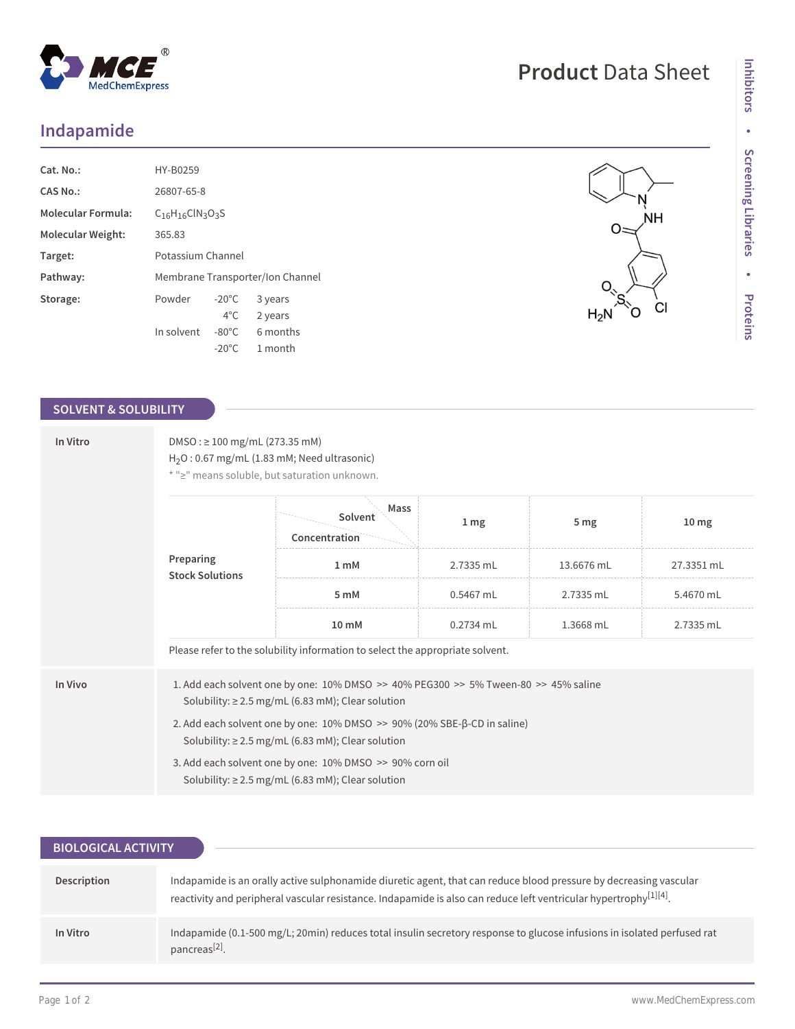# Indapamide

| | |
|---|---|
| **Cat. No.:** | HY-B0259 |
| **CAS No.:** | 26807-65-8 |
| **Molecular Formula:** | $C_{16}H_{16}ClN_3O_3S$ |
| **Molecular Weight:** | 365.83 |
| **Target:** | Potassium Channel |
| **Pathway:** | Membrane Transporter/Ion Channel |
| **Storage:** | Powder -20°C 3 years; 4°C 2 years. In solvent -80°C 6 months; -20°C 1 month |

## SOLVENT & SOLUBILITY

**In Vitro**

DMSO : ≥ 100 mg/mL (273.35 mM)

$H_2O$ : 0.67 mg/mL (1.83 mM; Need ultrasonic)

* "≥" means soluble, but saturation unknown.

| Preparing Stock Solutions (Solvent Concentration / Mass) | 1 mg | 5 mg | 10 mg |
|---|---|---|---|
| 1 mM | 2.7335 mL | 13.6676 mL | 27.3351 mL |
| 5 mM | 0.5467 mL | 2.7335 mL | 5.4670 mL |
| 10 mM | 0.2734 mL | 1.3668 mL | 2.7335 mL |

Please refer to the solubility information to select the appropriate solvent.

**In Vivo**

1. Add each solvent one by one: 10% DMSO >> 40% PEG300 >> 5% Tween-80 >> 45% saline
   Solubility: ≥ 2.5 mg/mL (6.83 mM); Clear solution
2. Add each solvent one by one: 10% DMSO >> 90% (20% SBE-β-CD in saline)
   Solubility: ≥ 2.5 mg/mL (6.83 mM); Clear solution
3. Add each solvent one by one: 10% DMSO >> 90% corn oil
   Solubility: ≥ 2.5 mg/mL (6.83 mM); Clear solution

## BIOLOGICAL ACTIVITY

**Description**

Indapamide is an orally active sulphonamide diuretic agent, that can reduce blood pressure by decreasing vascular reactivity and peripheral vascular resistance. Indapamide is also can reduce left ventricular hypertrophy[1][4].

**In Vitro**

Indapamide (0.1-500 mg/L; 20min) reduces total insulin secretory response to glucose infusions in isolated perfused rat pancreas[2].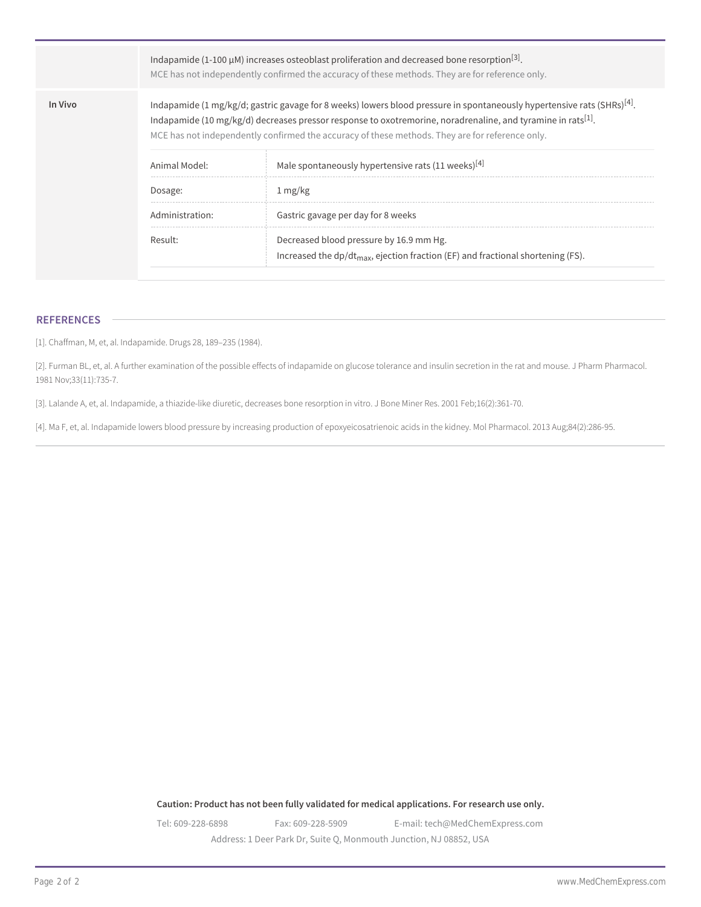| | |
|---|---|
| | Indapamide (1-100 μM) increases osteoblast proliferation and decreased bone resorption[3]. MCE has not independently confirmed the accuracy of these methods. They are for reference only. |
| **In Vivo** | Indapamide (1 mg/kg/d; gastric gavage for 8 weeks) lowers blood pressure in spontaneously hypertensive rats (SHRs)[4]. Indapamide (10 mg/kg/d) decreases pressor response to oxotremorine, noradrenaline, and tyramine in rats[1]. MCE has not independently confirmed the accuracy of these methods. They are for reference only. |

| | |
|---|---|
| Animal Model: | Male spontaneously hypertensive rats (11 weeks)[4] |
| Dosage: | 1 mg/kg |
| Administration: | Gastric gavage per day for 8 weeks |
| Result: | Decreased blood pressure by 16.9 mm Hg. Increased the $dp/dt_{max}$, ejection fraction (EF) and fractional shortening (FS). |

## REFERENCES

[1]. Chaffman, M, et, al. Indapamide. Drugs 28, 189–235 (1984).

[2]. Furman BL, et, al. A further examination of the possible effects of indapamide on glucose tolerance and insulin secretion in the rat and mouse. J Pharm Pharmacol. 1981 Nov;33(11):735-7.

[3]. Lalande A, et, al. Indapamide, a thiazide-like diuretic, decreases bone resorption in vitro. J Bone Miner Res. 2001 Feb;16(2):361-70.

[4]. Ma F, et, al. Indapamide lowers blood pressure by increasing production of epoxyeicosatrienoic acids in the kidney. Mol Pharmacol. 2013 Aug;84(2):286-95.

**Caution: Product has not been fully validated for medical applications. For research use only.**

Tel: 609-228-6898 Fax: 609-228-5909 E-mail: tech@MedChemExpress.com

Address: 1 Deer Park Dr, Suite Q, Monmouth Junction, NJ 08852, USA